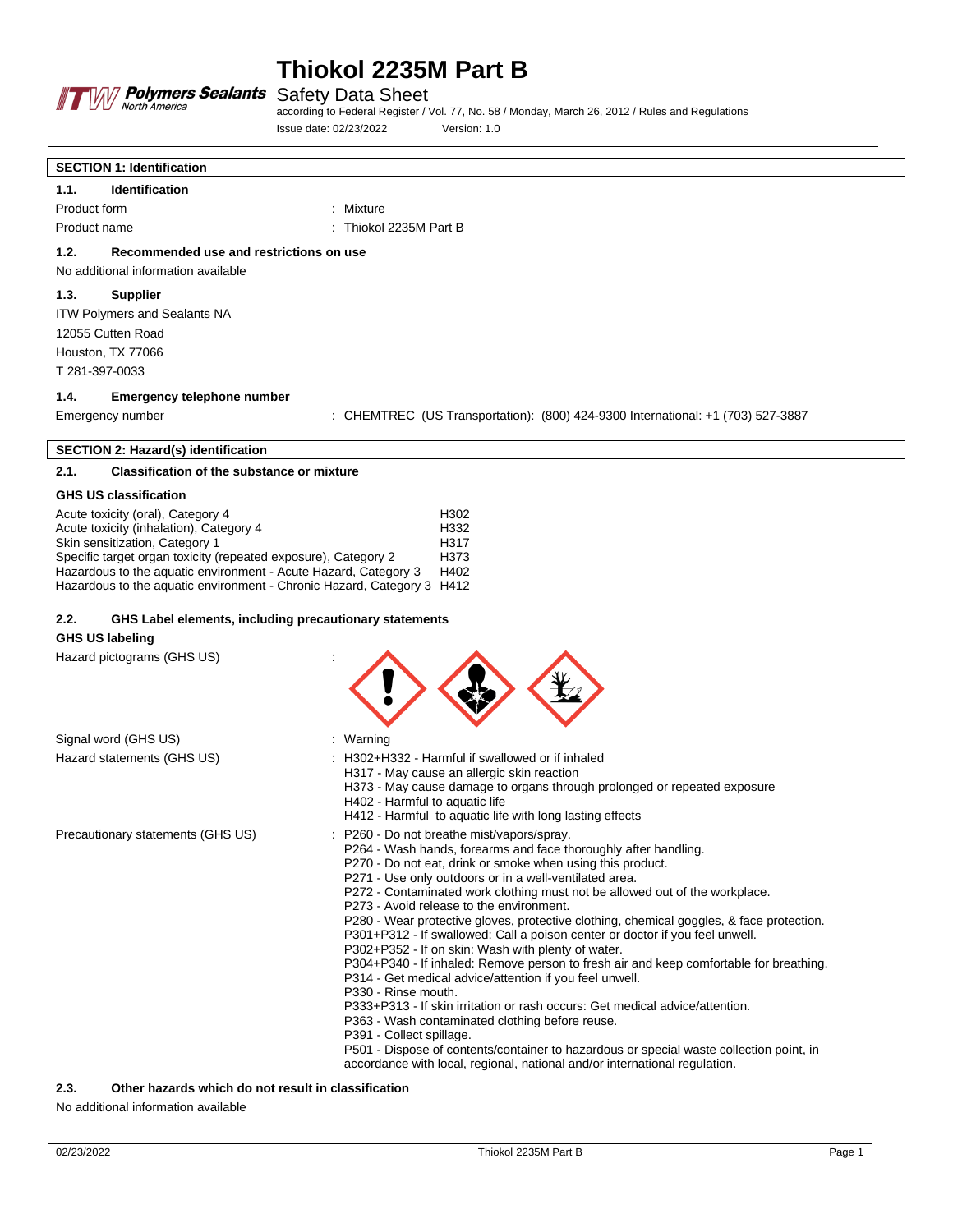# Thiokol 2235M Part B

Safety Data Sheet

according to Federal Register / Vol. 77, No. 58 / Monday, March 26, 2012 / Rules and Regulations

Issue date: 02/23/2022 Version: 1.0

## SECTION 1: Identification

### 1.1. Identification

Product form : Mixture

Product name : Thiokol 2235M Part B

### 1.2. Recommended use and restrictions on use

No additional information available

### 1.3. Supplier

ITW Polymers and Sealants NA
12055 Cutten Road
Houston, TX 77066
T 281-397-0033

### 1.4. Emergency telephone number

Emergency number : CHEMTREC (US Transportation): (800) 424-9300 International: +1 (703) 527-3887

## SECTION 2: Hazard(s) identification

### 2.1. Classification of the substance or mixture

**GHS US classification**

| Classification | Hazard statement |
|---|---|
| Acute toxicity (oral), Category 4 | H302 |
| Acute toxicity (inhalation), Category 4 | H332 |
| Skin sensitization, Category 1 | H317 |
| Specific target organ toxicity (repeated exposure), Category 2 | H373 |
| Hazardous to the aquatic environment - Acute Hazard, Category 3 | H402 |
| Hazardous to the aquatic environment - Chronic Hazard, Category 3 | H412 |

### 2.2. GHS Label elements, including precautionary statements

**GHS US labeling**

Hazard pictograms (GHS US) :

Signal word (GHS US) : Warning

Hazard statements (GHS US) :
- H302+H332 - Harmful if swallowed or if inhaled
- H317 - May cause an allergic skin reaction
- H373 - May cause damage to organs through prolonged or repeated exposure
- H402 - Harmful to aquatic life
- H412 - Harmful to aquatic life with long lasting effects

Precautionary statements (GHS US) :
- P260 - Do not breathe mist/vapors/spray.
- P264 - Wash hands, forearms and face thoroughly after handling.
- P270 - Do not eat, drink or smoke when using this product.
- P271 - Use only outdoors or in a well-ventilated area.
- P272 - Contaminated work clothing must not be allowed out of the workplace.
- P273 - Avoid release to the environment.
- P280 - Wear protective gloves, protective clothing, chemical goggles, & face protection.
- P301+P312 - If swallowed: Call a poison center or doctor if you feel unwell.
- P302+P352 - If on skin: Wash with plenty of water.
- P304+P340 - If inhaled: Remove person to fresh air and keep comfortable for breathing.
- P314 - Get medical advice/attention if you feel unwell.
- P330 - Rinse mouth.
- P333+P313 - If skin irritation or rash occurs: Get medical advice/attention.
- P363 - Wash contaminated clothing before reuse.
- P391 - Collect spillage.
- P501 - Dispose of contents/container to hazardous or special waste collection point, in accordance with local, regional, national and/or international regulation.

### 2.3. Other hazards which do not result in classification

No additional information available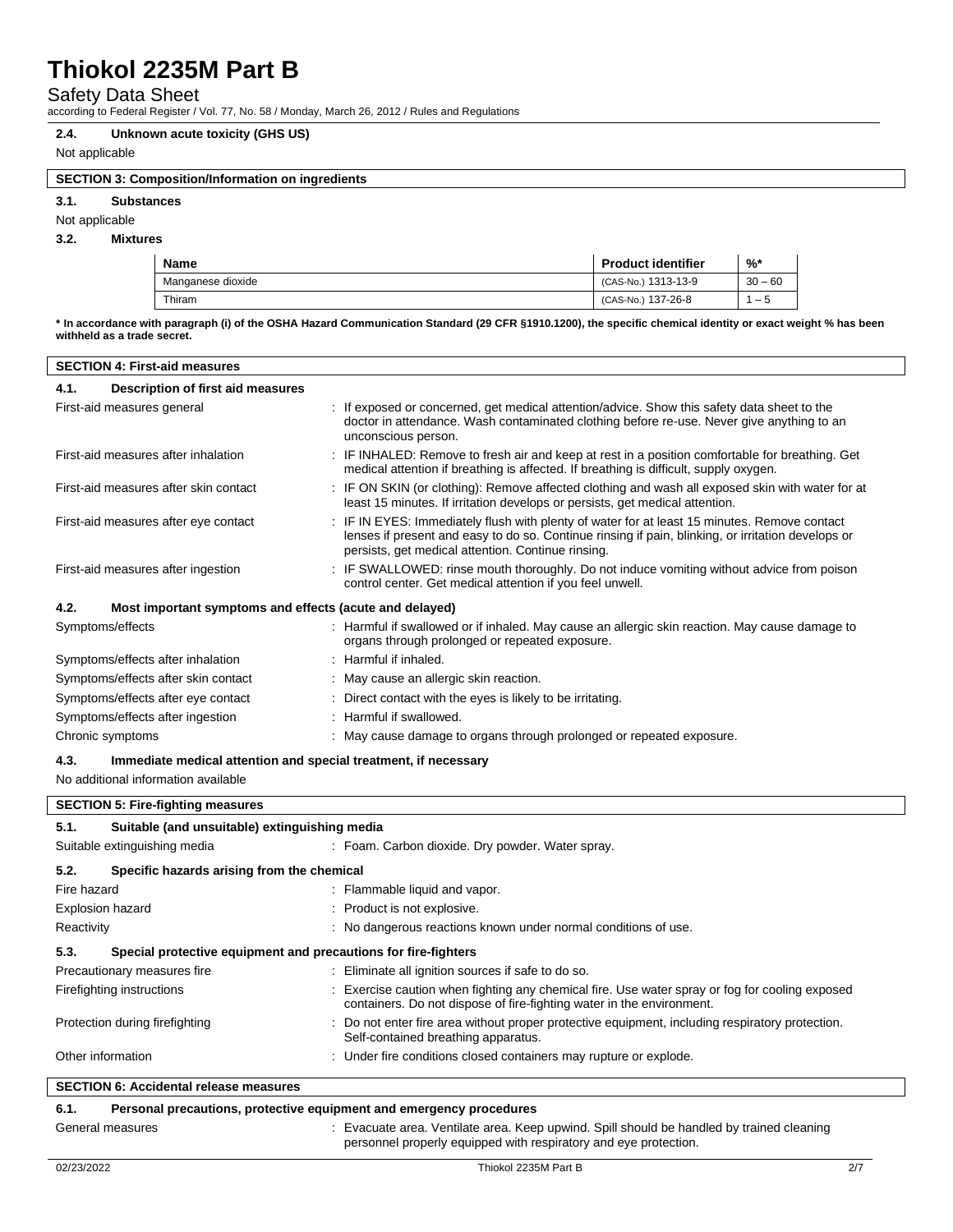### 2.4. Unknown acute toxicity (GHS US)

Not applicable

## SECTION 3: Composition/Information on ingredients

### 3.1. Substances

Not applicable

### 3.2. Mixtures

| Name | Product identifier | %* |
|---|---|---|
| Manganese dioxide | (CAS-No.) 1313-13-9 | 30 – 60 |
| Thiram | (CAS-No.) 137-26-8 | 1 – 5 |

**\* In accordance with paragraph (i) of the OSHA Hazard Communication Standard (29 CFR §1910.1200), the specific chemical identity or exact weight % has been withheld as a trade secret.**

## SECTION 4: First-aid measures

### 4.1. Description of first aid measures

First-aid measures general : If exposed or concerned, get medical attention/advice. Show this safety data sheet to the doctor in attendance. Wash contaminated clothing before re-use. Never give anything to an unconscious person.

First-aid measures after inhalation : IF INHALED: Remove to fresh air and keep at rest in a position comfortable for breathing. Get medical attention if breathing is affected. If breathing is difficult, supply oxygen.

First-aid measures after skin contact : IF ON SKIN (or clothing): Remove affected clothing and wash all exposed skin with water for at least 15 minutes. If irritation develops or persists, get medical attention.

First-aid measures after eye contact : IF IN EYES: Immediately flush with plenty of water for at least 15 minutes. Remove contact lenses if present and easy to do so. Continue rinsing if pain, blinking, or irritation develops or persists, get medical attention. Continue rinsing.

First-aid measures after ingestion : IF SWALLOWED: rinse mouth thoroughly. Do not induce vomiting without advice from poison control center. Get medical attention if you feel unwell.

### 4.2. Most important symptoms and effects (acute and delayed)

Symptoms/effects : Harmful if swallowed or if inhaled. May cause an allergic skin reaction. May cause damage to organs through prolonged or repeated exposure.

Symptoms/effects after inhalation : Harmful if inhaled.

Symptoms/effects after skin contact : May cause an allergic skin reaction.

Symptoms/effects after eye contact : Direct contact with the eyes is likely to be irritating.

Symptoms/effects after ingestion : Harmful if swallowed.

Chronic symptoms : May cause damage to organs through prolonged or repeated exposure.

### 4.3. Immediate medical attention and special treatment, if necessary

No additional information available

## SECTION 5: Fire-fighting measures

### 5.1. Suitable (and unsuitable) extinguishing media

Suitable extinguishing media : Foam. Carbon dioxide. Dry powder. Water spray.

### 5.2. Specific hazards arising from the chemical

Fire hazard : Flammable liquid and vapor.

Explosion hazard : Product is not explosive.

Reactivity : No dangerous reactions known under normal conditions of use.

### 5.3. Special protective equipment and precautions for fire-fighters

Precautionary measures fire : Eliminate all ignition sources if safe to do so.

Firefighting instructions : Exercise caution when fighting any chemical fire. Use water spray or fog for cooling exposed containers. Do not dispose of fire-fighting water in the environment.

Protection during firefighting : Do not enter fire area without proper protective equipment, including respiratory protection. Self-contained breathing apparatus.

Other information : Under fire conditions closed containers may rupture or explode.

## SECTION 6: Accidental release measures

### 6.1. Personal precautions, protective equipment and emergency procedures

General measures : Evacuate area. Ventilate area. Keep upwind. Spill should be handled by trained cleaning personnel properly equipped with respiratory and eye protection.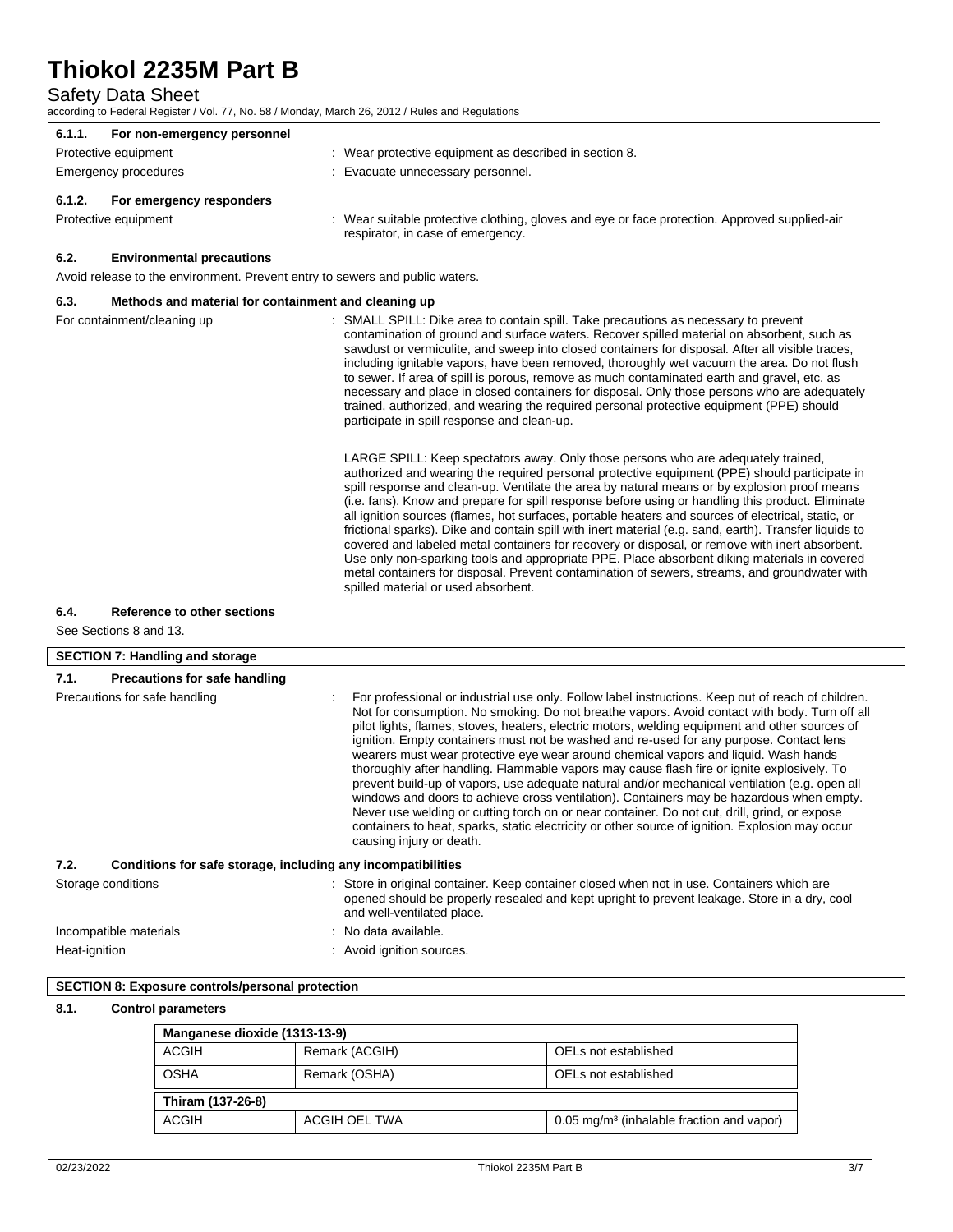#### 6.1.1. For non-emergency personnel

Protective equipment : Wear protective equipment as described in section 8.

Emergency procedures : Evacuate unnecessary personnel.

#### 6.1.2. For emergency responders

Protective equipment : Wear suitable protective clothing, gloves and eye or face protection. Approved supplied-air respirator, in case of emergency.

### 6.2. Environmental precautions

Avoid release to the environment. Prevent entry to sewers and public waters.

### 6.3. Methods and material for containment and cleaning up

For containment/cleaning up : SMALL SPILL: Dike area to contain spill. Take precautions as necessary to prevent contamination of ground and surface waters. Recover spilled material on absorbent, such as sawdust or vermiculite, and sweep into closed containers for disposal. After all visible traces, including ignitable vapors, have been removed, thoroughly wet vacuum the area. Do not flush to sewer. If area of spill is porous, remove as much contaminated earth and gravel, etc. as necessary and place in closed containers for disposal. Only those persons who are adequately trained, authorized, and wearing the required personal protective equipment (PPE) should participate in spill response and clean-up.

LARGE SPILL: Keep spectators away. Only those persons who are adequately trained, authorized and wearing the required personal protective equipment (PPE) should participate in spill response and clean-up. Ventilate the area by natural means or by explosion proof means (i.e. fans). Know and prepare for spill response before using or handling this product. Eliminate all ignition sources (flames, hot surfaces, portable heaters and sources of electrical, static, or frictional sparks). Dike and contain spill with inert material (e.g. sand, earth). Transfer liquids to covered and labeled metal containers for recovery or disposal, or remove with inert absorbent. Use only non-sparking tools and appropriate PPE. Place absorbent diking materials in covered metal containers for disposal. Prevent contamination of sewers, streams, and groundwater with spilled material or used absorbent.

### 6.4. Reference to other sections

See Sections 8 and 13.

## SECTION 7: Handling and storage

### 7.1. Precautions for safe handling

Precautions for safe handling : For professional or industrial use only. Follow label instructions. Keep out of reach of children. Not for consumption. No smoking. Do not breathe vapors. Avoid contact with body. Turn off all pilot lights, flames, stoves, heaters, electric motors, welding equipment and other sources of ignition. Empty containers must not be washed and re-used for any purpose. Contact lens wearers must wear protective eye wear around chemical vapors and liquid. Wash hands thoroughly after handling. Flammable vapors may cause flash fire or ignite explosively. To prevent build-up of vapors, use adequate natural and/or mechanical ventilation (e.g. open all windows and doors to achieve cross ventilation). Containers may be hazardous when empty. Never use welding or cutting torch on or near container. Do not cut, drill, grind, or expose containers to heat, sparks, static electricity or other source of ignition. Explosion may occur causing injury or death.

### 7.2. Conditions for safe storage, including any incompatibilities

Storage conditions : Store in original container. Keep container closed when not in use. Containers which are opened should be properly resealed and kept upright to prevent leakage. Store in a dry, cool and well-ventilated place.

Incompatible materials : No data available.

Heat-ignition : Avoid ignition sources.

## SECTION 8: Exposure controls/personal protection

### 8.1. Control parameters

| Manganese dioxide (1313-13-9) | | |
|---|---|---|
| ACGIH | Remark (ACGIH) | OELs not established |
| OSHA | Remark (OSHA) | OELs not established |
| **Thiram (137-26-8)** | | |
| ACGIH | ACGIH OEL TWA | 0.05 mg/m³ (inhalable fraction and vapor) |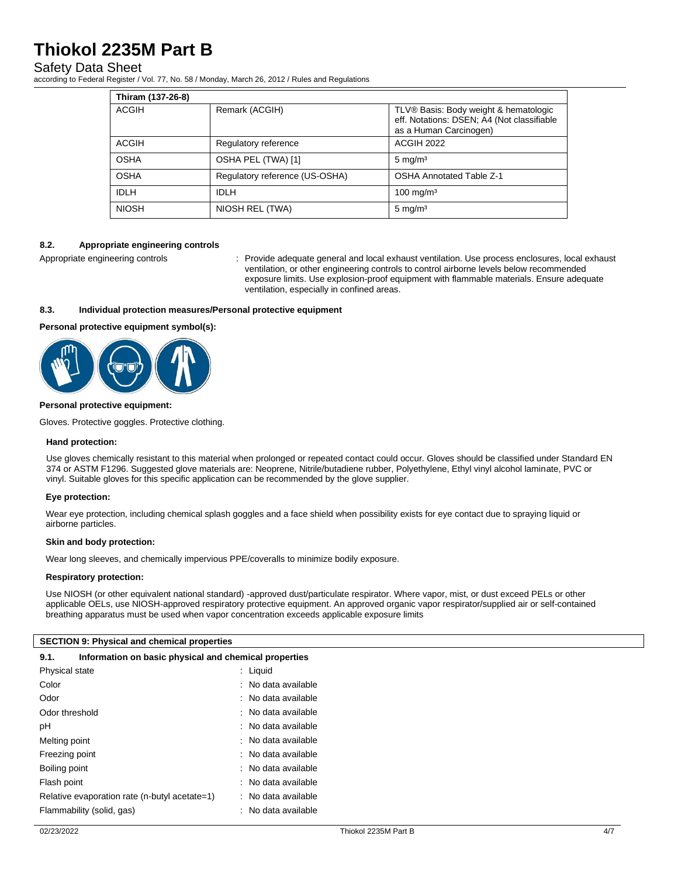| Thiram (137-26-8) | | |
|---|---|---|
| ACGIH | Remark (ACGIH) | TLV® Basis: Body weight & hematologic eff. Notations: DSEN; A4 (Not classifiable as a Human Carcinogen) |
| ACGIH | Regulatory reference | ACGIH 2022 |
| OSHA | OSHA PEL (TWA) [1] | 5 mg/m³ |
| OSHA | Regulatory reference (US-OSHA) | OSHA Annotated Table Z-1 |
| IDLH | IDLH | 100 mg/m³ |
| NIOSH | NIOSH REL (TWA) | 5 mg/m³ |

### 8.2. Appropriate engineering controls

Appropriate engineering controls : Provide adequate general and local exhaust ventilation. Use process enclosures, local exhaust ventilation, or other engineering controls to control airborne levels below recommended exposure limits. Use explosion-proof equipment with flammable materials. Ensure adequate ventilation, especially in confined areas.

### 8.3. Individual protection measures/Personal protective equipment

**Personal protective equipment symbol(s):**

**Personal protective equipment:**

Gloves. Protective goggles. Protective clothing.

**Hand protection:**

Use gloves chemically resistant to this material when prolonged or repeated contact could occur. Gloves should be classified under Standard EN 374 or ASTM F1296. Suggested glove materials are: Neoprene, Nitrile/butadiene rubber, Polyethylene, Ethyl vinyl alcohol laminate, PVC or vinyl. Suitable gloves for this specific application can be recommended by the glove supplier.

**Eye protection:**

Wear eye protection, including chemical splash goggles and a face shield when possibility exists for eye contact due to spraying liquid or airborne particles.

**Skin and body protection:**

Wear long sleeves, and chemically impervious PPE/coveralls to minimize bodily exposure.

**Respiratory protection:**

Use NIOSH (or other equivalent national standard) -approved dust/particulate respirator. Where vapor, mist, or dust exceed PELs or other applicable OELs, use NIOSH-approved respiratory protective equipment. An approved organic vapor respirator/supplied air or self-contained breathing apparatus must be used when vapor concentration exceeds applicable exposure limits

## SECTION 9: Physical and chemical properties

### 9.1. Information on basic physical and chemical properties

| | |
|---|---|
| Physical state | : Liquid |
| Color | : No data available |
| Odor | : No data available |
| Odor threshold | : No data available |
| pH | : No data available |
| Melting point | : No data available |
| Freezing point | : No data available |
| Boiling point | : No data available |
| Flash point | : No data available |
| Relative evaporation rate (n-butyl acetate=1) | : No data available |
| Flammability (solid, gas) | : No data available |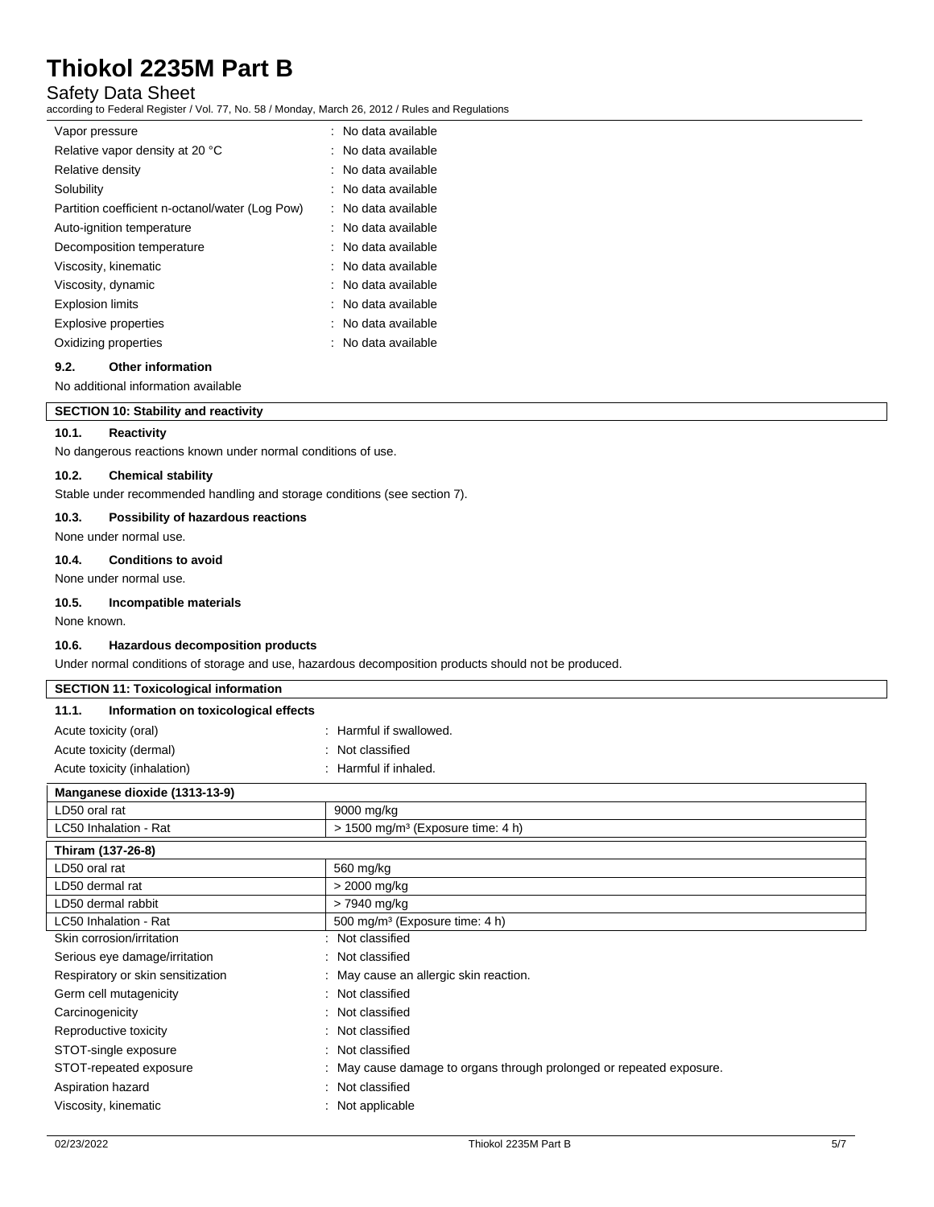| | |
|---|---|
| Vapor pressure | : No data available |
| Relative vapor density at 20 °C | : No data available |
| Relative density | : No data available |
| Solubility | : No data available |
| Partition coefficient n-octanol/water (Log Pow) | : No data available |
| Auto-ignition temperature | : No data available |
| Decomposition temperature | : No data available |
| Viscosity, kinematic | : No data available |
| Viscosity, dynamic | : No data available |
| Explosion limits | : No data available |
| Explosive properties | : No data available |
| Oxidizing properties | : No data available |

### 9.2. Other information

No additional information available

## SECTION 10: Stability and reactivity

### 10.1. Reactivity

No dangerous reactions known under normal conditions of use.

### 10.2. Chemical stability

Stable under recommended handling and storage conditions (see section 7).

### 10.3. Possibility of hazardous reactions

None under normal use.

### 10.4. Conditions to avoid

None under normal use.

### 10.5. Incompatible materials

None known.

### 10.6. Hazardous decomposition products

Under normal conditions of storage and use, hazardous decomposition products should not be produced.

## SECTION 11: Toxicological information

### 11.1. Information on toxicological effects

| | |
|---|---|
| Acute toxicity (oral) | : Harmful if swallowed. |
| Acute toxicity (dermal) | : Not classified |
| Acute toxicity (inhalation) | : Harmful if inhaled. |

| Manganese dioxide (1313-13-9) | |
|---|---|
| LD50 oral rat | 9000 mg/kg |
| LC50 Inhalation - Rat | > 1500 mg/m³ (Exposure time: 4 h) |

| Thiram (137-26-8) | |
|---|---|
| LD50 oral rat | 560 mg/kg |
| LD50 dermal rat | > 2000 mg/kg |
| LD50 dermal rabbit | > 7940 mg/kg |
| LC50 Inhalation - Rat | 500 mg/m³ (Exposure time: 4 h) |

| | |
|---|---|
| Skin corrosion/irritation | : Not classified |
| Serious eye damage/irritation | : Not classified |
| Respiratory or skin sensitization | : May cause an allergic skin reaction. |
| Germ cell mutagenicity | : Not classified |
| Carcinogenicity | : Not classified |
| Reproductive toxicity | : Not classified |
| STOT-single exposure | : Not classified |
| STOT-repeated exposure | : May cause damage to organs through prolonged or repeated exposure. |
| Aspiration hazard | : Not classified |
| Viscosity, kinematic | : Not applicable |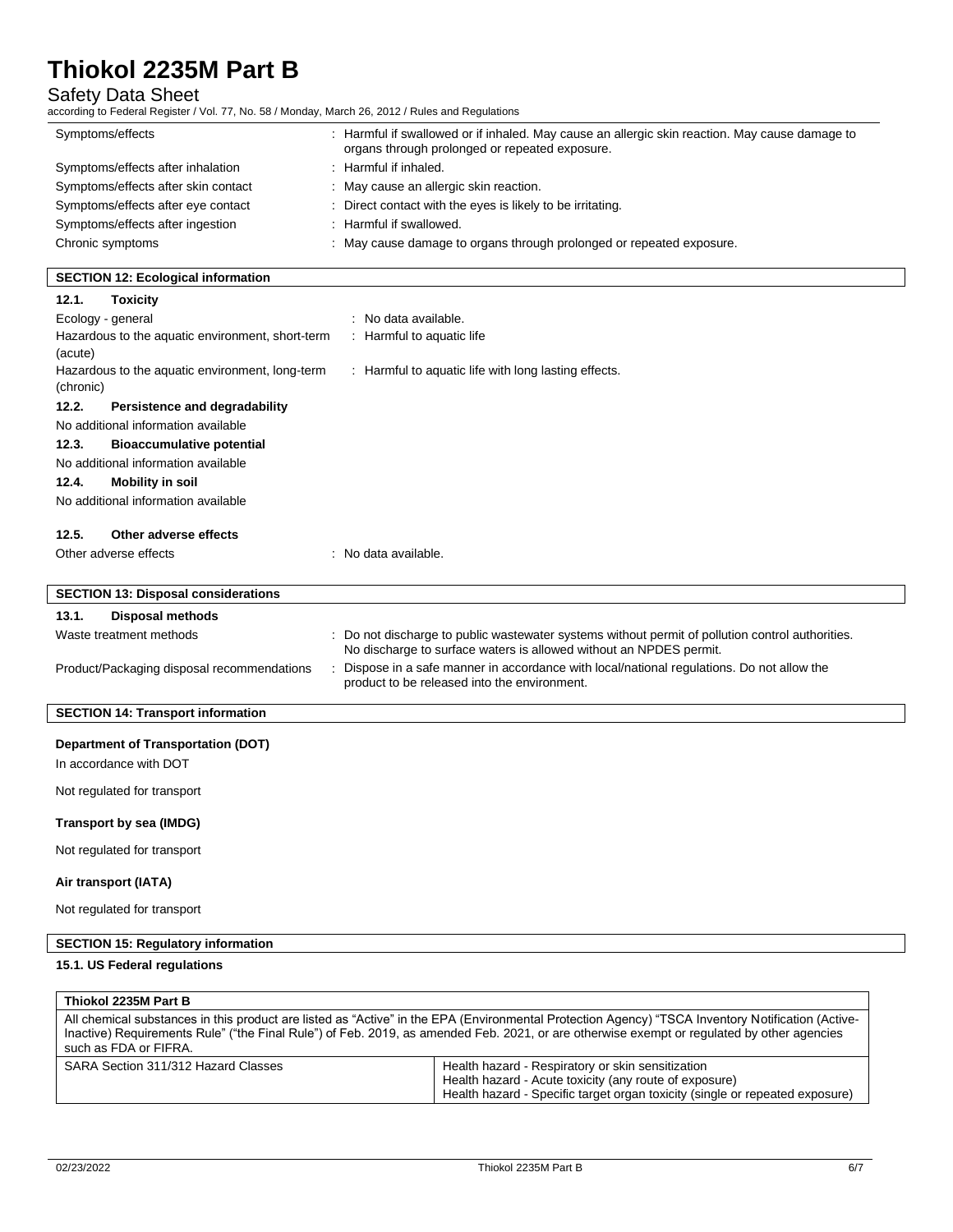| | |
|---|---|
| Symptoms/effects | : Harmful if swallowed or if inhaled. May cause an allergic skin reaction. May cause damage to organs through prolonged or repeated exposure. |
| Symptoms/effects after inhalation | : Harmful if inhaled. |
| Symptoms/effects after skin contact | : May cause an allergic skin reaction. |
| Symptoms/effects after eye contact | : Direct contact with the eyes is likely to be irritating. |
| Symptoms/effects after ingestion | : Harmful if swallowed. |
| Chronic symptoms | : May cause damage to organs through prolonged or repeated exposure. |

## SECTION 12: Ecological information

### 12.1. Toxicity

| | |
|---|---|
| Ecology - general | : No data available. |
| Hazardous to the aquatic environment, short-term (acute) | : Harmful to aquatic life |
| Hazardous to the aquatic environment, long-term (chronic) | : Harmful to aquatic life with long lasting effects. |

### 12.2. Persistence and degradability

No additional information available

### 12.3. Bioaccumulative potential

No additional information available

### 12.4. Mobility in soil

No additional information available

### 12.5. Other adverse effects

| | |
|---|---|
| Other adverse effects | : No data available. |

## SECTION 13: Disposal considerations

### 13.1. Disposal methods

| | |
|---|---|
| Waste treatment methods | : Do not discharge to public wastewater systems without permit of pollution control authorities. No discharge to surface waters is allowed without an NPDES permit. |
| Product/Packaging disposal recommendations | : Dispose in a safe manner in accordance with local/national regulations. Do not allow the product to be released into the environment. |

## SECTION 14: Transport information

**Department of Transportation (DOT)**

In accordance with DOT

Not regulated for transport

**Transport by sea (IMDG)**

Not regulated for transport

**Air transport (IATA)**

Not regulated for transport

## SECTION 15: Regulatory information

**15.1. US Federal regulations**

| **Thiokol 2235M Part B** | |
|---|---|
| All chemical substances in this product are listed as "Active" in the EPA (Environmental Protection Agency) "TSCA Inventory Notification (Active-Inactive) Requirements Rule" ("the Final Rule") of Feb. 2019, as amended Feb. 2021, or are otherwise exempt or regulated by other agencies such as FDA or FIFRA. | |
| SARA Section 311/312 Hazard Classes | Health hazard - Respiratory or skin sensitization<br>Health hazard - Acute toxicity (any route of exposure)<br>Health hazard - Specific target organ toxicity (single or repeated exposure) |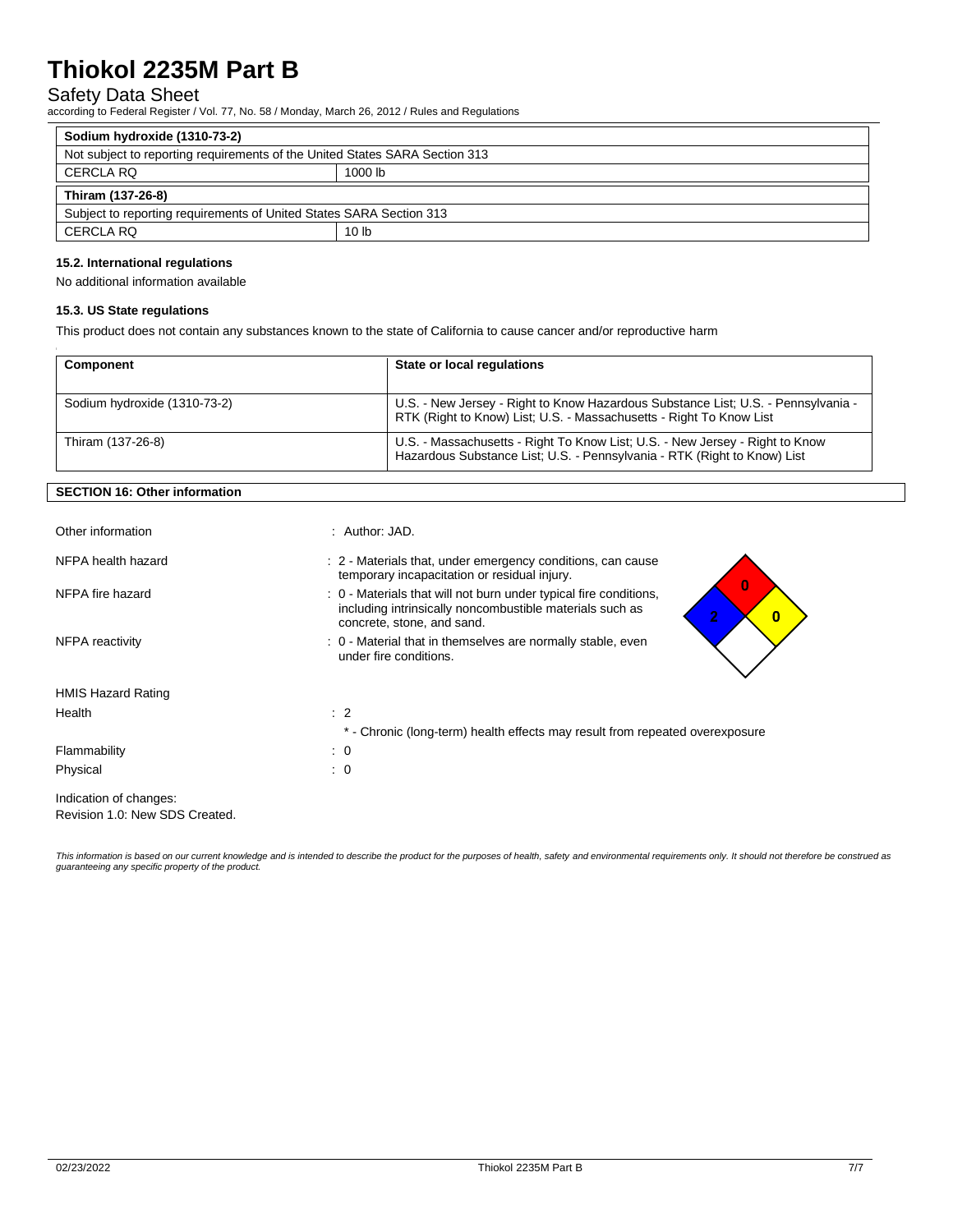| Sodium hydroxide (1310-73-2) | |
| --- | --- |
| Not subject to reporting requirements of the United States SARA Section 313 | |
| CERCLA RQ | 1000 lb |

| Thiram (137-26-8) | |
| --- | --- |
| Subject to reporting requirements of United States SARA Section 313 | |
| CERCLA RQ | 10 lb |

### 15.2. International regulations

No additional information available

### 15.3. US State regulations

This product does not contain any substances known to the state of California to cause cancer and/or reproductive harm

| Component | State or local regulations |
| --- | --- |
| Sodium hydroxide (1310-73-2) | U.S. - New Jersey - Right to Know Hazardous Substance List; U.S. - Pennsylvania - RTK (Right to Know) List; U.S. - Massachusetts - Right To Know List |
| Thiram (137-26-8) | U.S. - Massachusetts - Right To Know List; U.S. - New Jersey - Right to Know Hazardous Substance List; U.S. - Pennsylvania - RTK (Right to Know) List |

## SECTION 16: Other information

Other information : Author: JAD.

NFPA health hazard : 2 - Materials that, under emergency conditions, can cause temporary incapacitation or residual injury.

NFPA fire hazard : 0 - Materials that will not burn under typical fire conditions, including intrinsically noncombustible materials such as concrete, stone, and sand.

NFPA reactivity : 0 - Material that in themselves are normally stable, even under fire conditions.

0
2
0

HMIS Hazard Rating

Health : 2

\* - Chronic (long-term) health effects may result from repeated overexposure

Flammability : 0

Physical : 0

Indication of changes:
Revision 1.0: New SDS Created.

*This information is based on our current knowledge and is intended to describe the product for the purposes of health, safety and environmental requirements only. It should not therefore be construed as guaranteeing any specific property of the product.*